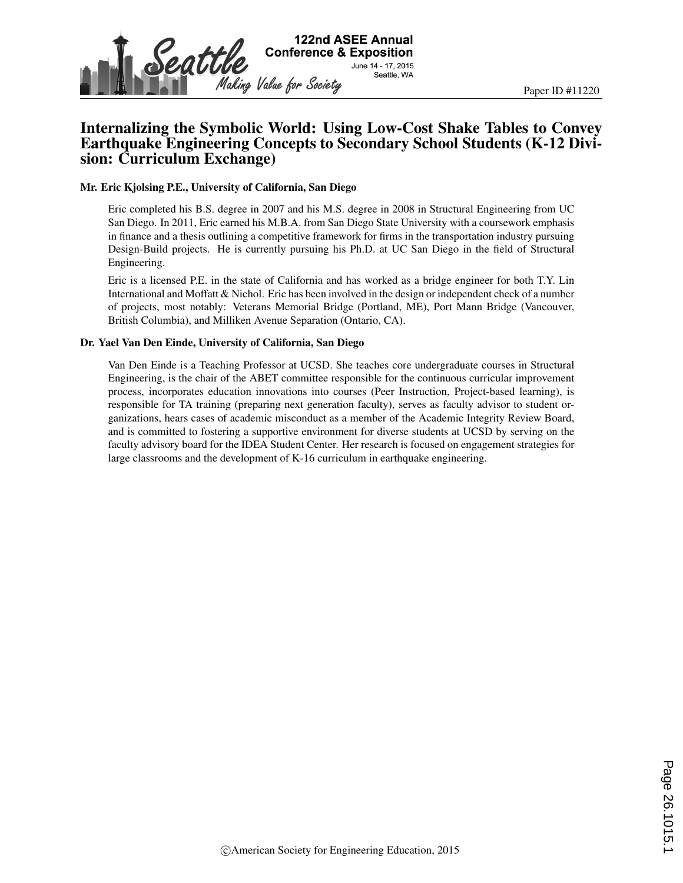Paper ID #11220

# Internalizing the Symbolic World: Using Low-Cost Shake Tables to Convey Earthquake Engineering Concepts to Secondary School Students (K-12 Division: Curriculum Exchange)

**Mr. Eric Kjolsing P.E., University of California, San Diego**

Eric completed his B.S. degree in 2007 and his M.S. degree in 2008 in Structural Engineering from UC San Diego. In 2011, Eric earned his M.B.A. from San Diego State University with a coursework emphasis in finance and a thesis outlining a competitive framework for firms in the transportation industry pursuing Design-Build projects. He is currently pursuing his Ph.D. at UC San Diego in the field of Structural Engineering.

Eric is a licensed P.E. in the state of California and has worked as a bridge engineer for both T.Y. Lin International and Moffatt & Nichol. Eric has been involved in the design or independent check of a number of projects, most notably: Veterans Memorial Bridge (Portland, ME), Port Mann Bridge (Vancouver, British Columbia), and Milliken Avenue Separation (Ontario, CA).

**Dr. Yael Van Den Einde, University of California, San Diego**

Van Den Einde is a Teaching Professor at UCSD. She teaches core undergraduate courses in Structural Engineering, is the chair of the ABET committee responsible for the continuous curricular improvement process, incorporates education innovations into courses (Peer Instruction, Project-based learning), is responsible for TA training (preparing next generation faculty), serves as faculty advisor to student organizations, hears cases of academic misconduct as a member of the Academic Integrity Review Board, and is committed to fostering a supportive environment for diverse students at UCSD by serving on the faculty advisory board for the IDEA Student Center. Her research is focused on engagement strategies for large classrooms and the development of K-16 curriculum in earthquake engineering.

©American Society for Engineering Education, 2015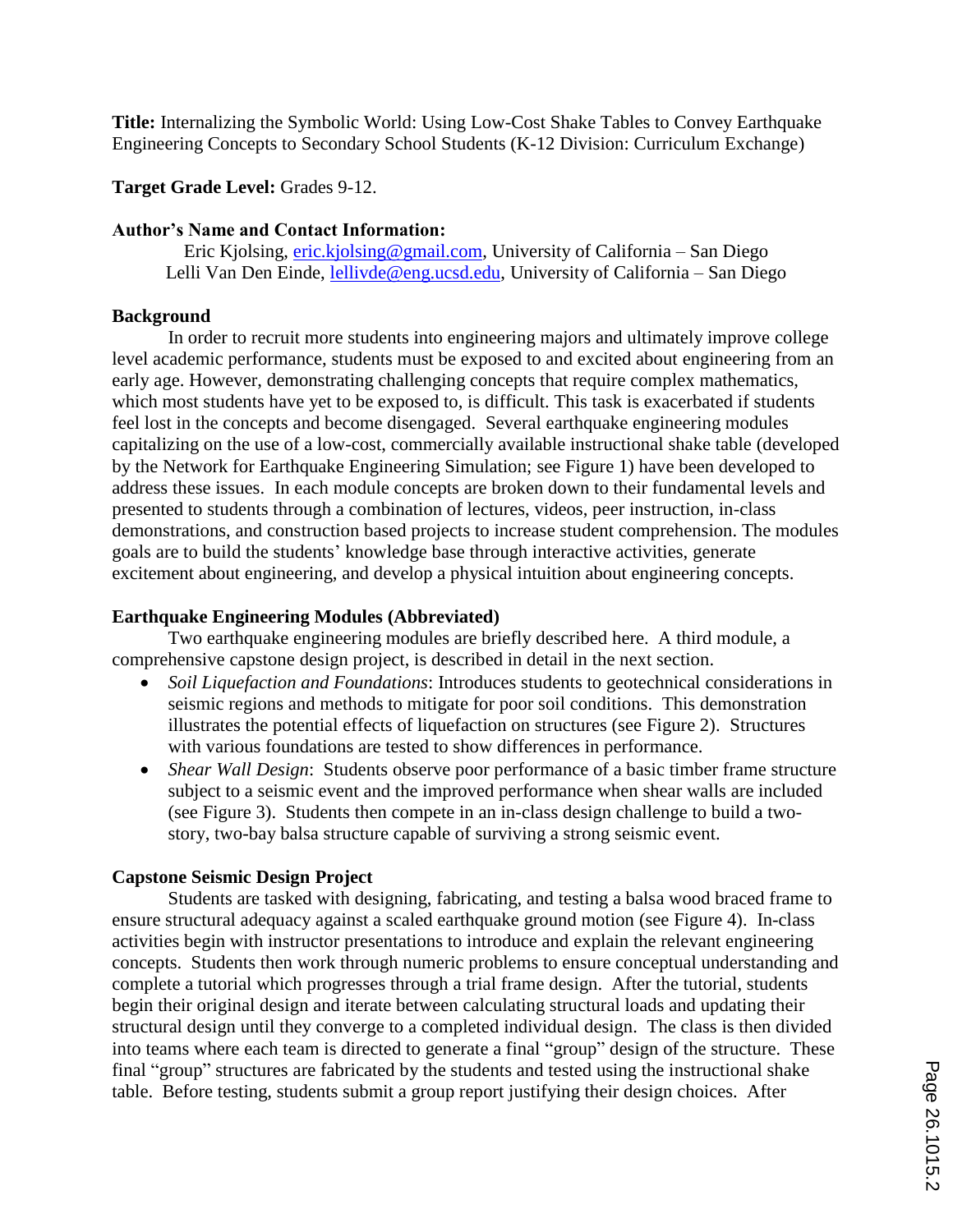**Title:** Internalizing the Symbolic World: Using Low-Cost Shake Tables to Convey Earthquake Engineering Concepts to Secondary School Students (K-12 Division: Curriculum Exchange)

**Target Grade Level:** Grades 9-12.

**Author's Name and Contact Information:**

Eric Kjolsing, eric.kjolsing@gmail.com, University of California – San Diego
Lelli Van Den Einde, lellivde@eng.ucsd.edu, University of California – San Diego

**Background**

In order to recruit more students into engineering majors and ultimately improve college level academic performance, students must be exposed to and excited about engineering from an early age. However, demonstrating challenging concepts that require complex mathematics, which most students have yet to be exposed to, is difficult. This task is exacerbated if students feel lost in the concepts and become disengaged. Several earthquake engineering modules capitalizing on the use of a low-cost, commercially available instructional shake table (developed by the Network for Earthquake Engineering Simulation; see Figure 1) have been developed to address these issues. In each module concepts are broken down to their fundamental levels and presented to students through a combination of lectures, videos, peer instruction, in-class demonstrations, and construction based projects to increase student comprehension. The modules goals are to build the students' knowledge base through interactive activities, generate excitement about engineering, and develop a physical intuition about engineering concepts.

**Earthquake Engineering Modules (Abbreviated)**

Two earthquake engineering modules are briefly described here. A third module, a comprehensive capstone design project, is described in detail in the next section.

- *Soil Liquefaction and Foundations*: Introduces students to geotechnical considerations in seismic regions and methods to mitigate for poor soil conditions. This demonstration illustrates the potential effects of liquefaction on structures (see Figure 2). Structures with various foundations are tested to show differences in performance.
- *Shear Wall Design*: Students observe poor performance of a basic timber frame structure subject to a seismic event and the improved performance when shear walls are included (see Figure 3). Students then compete in an in-class design challenge to build a two-story, two-bay balsa structure capable of surviving a strong seismic event.

**Capstone Seismic Design Project**

Students are tasked with designing, fabricating, and testing a balsa wood braced frame to ensure structural adequacy against a scaled earthquake ground motion (see Figure 4). In-class activities begin with instructor presentations to introduce and explain the relevant engineering concepts. Students then work through numeric problems to ensure conceptual understanding and complete a tutorial which progresses through a trial frame design. After the tutorial, students begin their original design and iterate between calculating structural loads and updating their structural design until they converge to a completed individual design. The class is then divided into teams where each team is directed to generate a final "group" design of the structure. These final "group" structures are fabricated by the students and tested using the instructional shake table. Before testing, students submit a group report justifying their design choices. After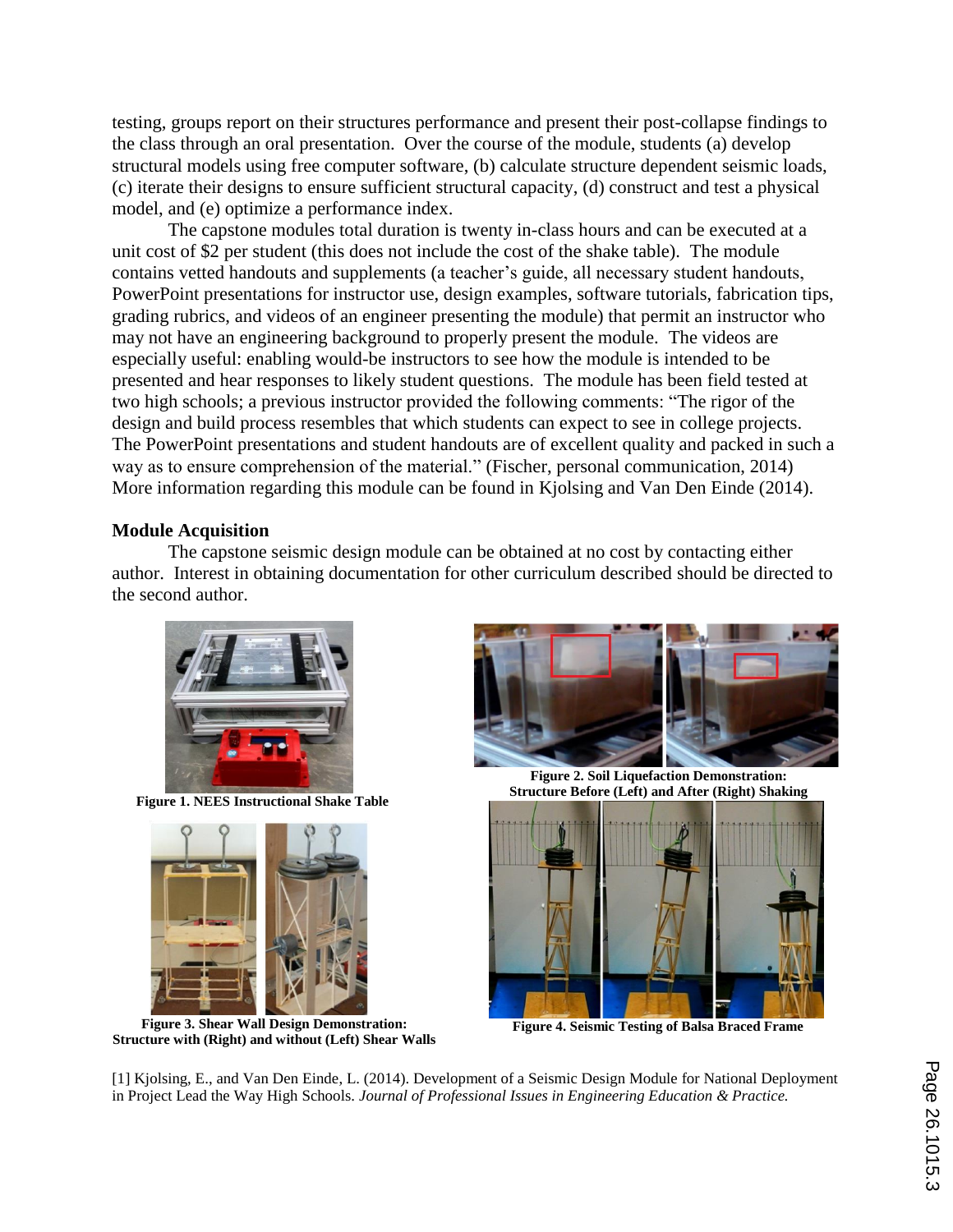testing, groups report on their structures performance and present their post-collapse findings to the class through an oral presentation. Over the course of the module, students (a) develop structural models using free computer software, (b) calculate structure dependent seismic loads, (c) iterate their designs to ensure sufficient structural capacity, (d) construct and test a physical model, and (e) optimize a performance index.

The capstone modules total duration is twenty in-class hours and can be executed at a unit cost of $2 per student (this does not include the cost of the shake table). The module contains vetted handouts and supplements (a teacher's guide, all necessary student handouts, PowerPoint presentations for instructor use, design examples, software tutorials, fabrication tips, grading rubrics, and videos of an engineer presenting the module) that permit an instructor who may not have an engineering background to properly present the module. The videos are especially useful: enabling would-be instructors to see how the module is intended to be presented and hear responses to likely student questions. The module has been field tested at two high schools; a previous instructor provided the following comments: "The rigor of the design and build process resembles that which students can expect to see in college projects. The PowerPoint presentations and student handouts are of excellent quality and packed in such a way as to ensure comprehension of the material." (Fischer, personal communication, 2014) More information regarding this module can be found in Kjolsing and Van Den Einde (2014).

**Module Acquisition**

The capstone seismic design module can be obtained at no cost by contacting either author. Interest in obtaining documentation for other curriculum described should be directed to the second author.

**Figure 1. NEES Instructional Shake Table**

**Figure 2. Soil Liquefaction Demonstration: Structure Before (Left) and After (Right) Shaking**

**Figure 3. Shear Wall Design Demonstration: Structure with (Right) and without (Left) Shear Walls**

**Figure 4. Seismic Testing of Balsa Braced Frame**

[1] Kjolsing, E., and Van Den Einde, L. (2014). Development of a Seismic Design Module for National Deployment in Project Lead the Way High Schools. *Journal of Professional Issues in Engineering Education & Practice.*